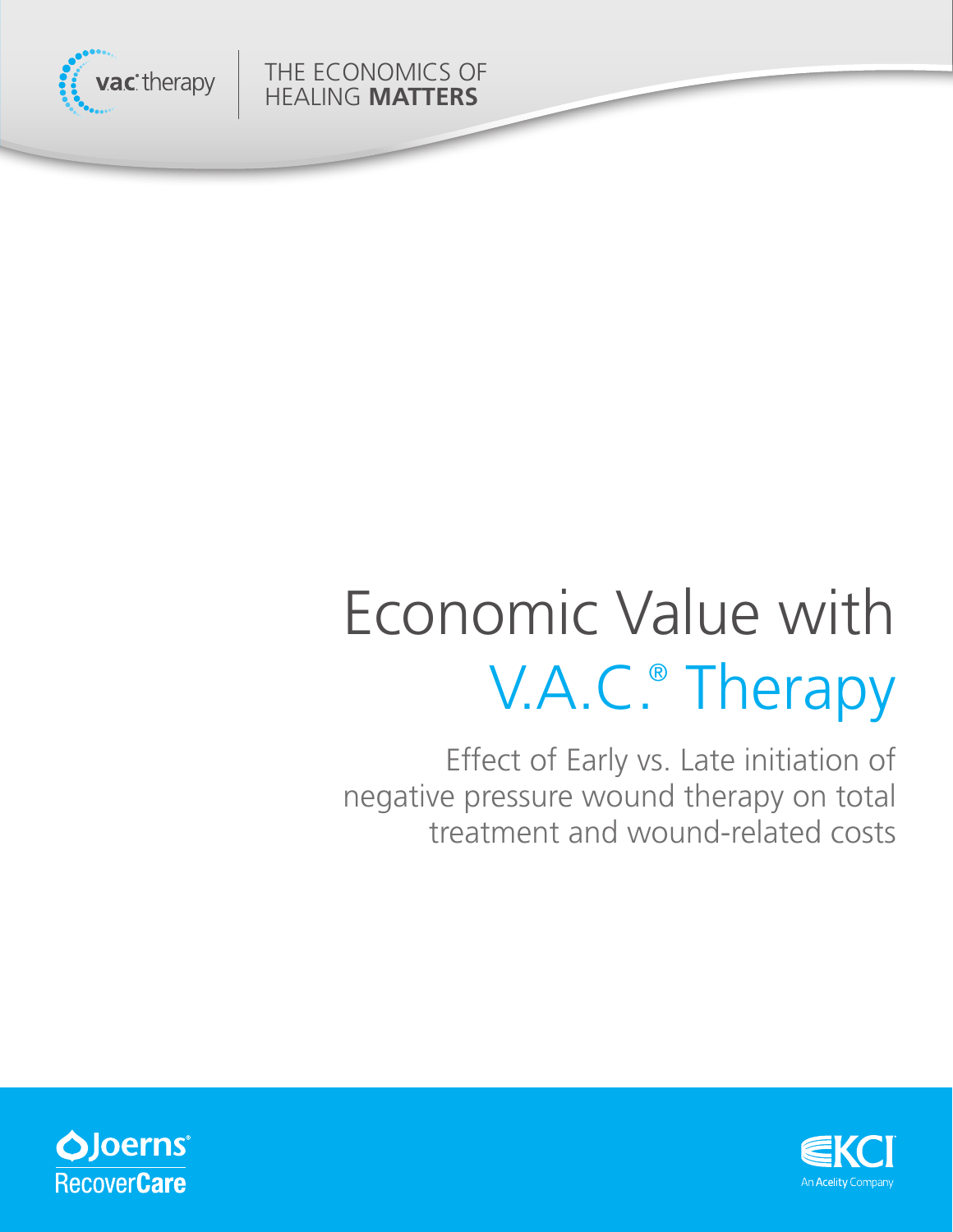v.a.c.® therapy

THE ECONOMICS OF HEALING **MATTERS**

# Economic Value with V.A.C.® Therapy

Effect of Early vs. Late initiation of negative pressure wound therapy on total treatment and wound-related costs

Joerns® RecoverCare

KCI An Acelity Company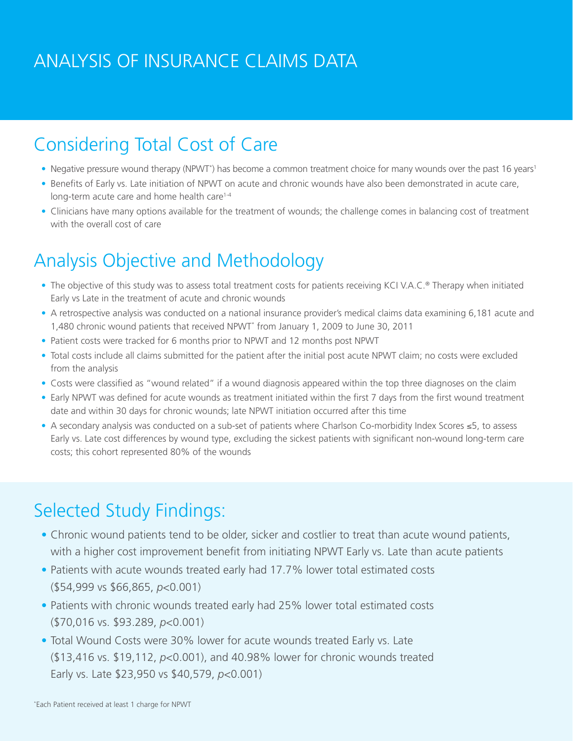# ANALYSIS OF INSURANCE CLAIMS DATA

## Considering Total Cost of Care

- Negative pressure wound therapy (NPWT*) has become a common treatment choice for many wounds over the past 16 years[1]
- Benefits of Early vs. Late initiation of NPWT on acute and chronic wounds have also been demonstrated in acute care, long-term acute care and home health care[1-4]
- Clinicians have many options available for the treatment of wounds; the challenge comes in balancing cost of treatment with the overall cost of care

## Analysis Objective and Methodology

- The objective of this study was to assess total treatment costs for patients receiving KCI V.A.C.® Therapy when initiated Early vs Late in the treatment of acute and chronic wounds
- A retrospective analysis was conducted on a national insurance provider's medical claims data examining 6,181 acute and 1,480 chronic wound patients that received NPWT* from January 1, 2009 to June 30, 2011
- Patient costs were tracked for 6 months prior to NPWT and 12 months post NPWT
- Total costs include all claims submitted for the patient after the initial post acute NPWT claim; no costs were excluded from the analysis
- Costs were classified as "wound related" if a wound diagnosis appeared within the top three diagnoses on the claim
- Early NPWT was defined for acute wounds as treatment initiated within the first 7 days from the first wound treatment date and within 30 days for chronic wounds; late NPWT initiation occurred after this time
- A secondary analysis was conducted on a sub-set of patients where Charlson Co-morbidity Index Scores ≤5, to assess Early vs. Late cost differences by wound type, excluding the sickest patients with significant non-wound long-term care costs; this cohort represented 80% of the wounds

## Selected Study Findings:

- Chronic wound patients tend to be older, sicker and costlier to treat than acute wound patients, with a higher cost improvement benefit from initiating NPWT Early vs. Late than acute patients
- Patients with acute wounds treated early had 17.7% lower total estimated costs ($54,999 vs $66,865, $p<0.001$)
- Patients with chronic wounds treated early had 25% lower total estimated costs ($70,016 vs. $93.289, $p<0.001$)
- Total Wound Costs were 30% lower for acute wounds treated Early vs. Late ($13,416 vs. $19,112, $p<0.001$), and 40.98% lower for chronic wounds treated Early vs. Late $23,950 vs $40,579, $p<0.001$)

*Each Patient received at least 1 charge for NPWT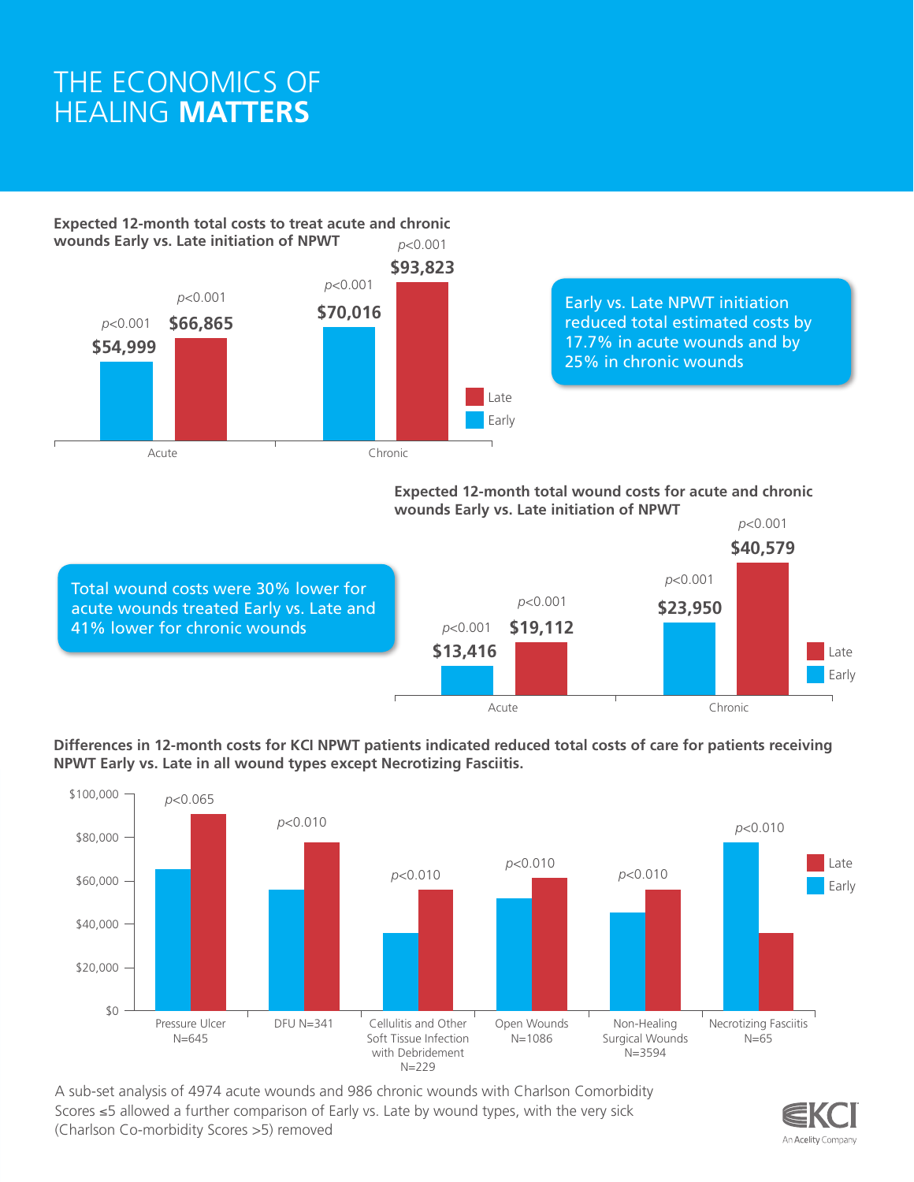# THE ECONOMICS OF HEALING **MATTERS**

**Expected 12-month total costs to treat acute and chronic wounds Early vs. Late initiation of NPWT**

| | Early | Late |
|---|---|---|
| Acute | $54,999 ($p<0.001$) | $66,865 ($p<0.001$) |
| Chronic | $70,016 ($p<0.001$) | $93,823 ($p<0.001$) |

Early vs. Late NPWT initiation reduced total estimated costs by 17.7% in acute wounds and by 25% in chronic wounds

**Expected 12-month total wound costs for acute and chronic wounds Early vs. Late initiation of NPWT**

| | Early | Late |
|---|---|---|
| Acute | $13,416 ($p<0.001$) | $19,112 ($p<0.001$) |
| Chronic | $23,950 ($p<0.001$) | $40,579 ($p<0.001$) |

Total wound costs were 30% lower for acute wounds treated Early vs. Late and 41% lower for chronic wounds

**Differences in 12-month costs for KCI NPWT patients indicated reduced total costs of care for patients receiving NPWT Early vs. Late in all wound types except Necrotizing Fasciitis.**

| Wound type | p-value |
|---|---|
| Pressure Ulcer N=645 | $p<0.065$ |
| DFU N=341 | $p<0.010$ |
| Cellulitis and Other Soft Tissue Infection with Debridement N=229 | $p<0.010$ |
| Open Wounds N=1086 | $p<0.010$ |
| Non-Healing Surgical Wounds N=3594 | $p<0.010$ |
| Necrotizing Fasciitis N=65 | $p<0.010$ |

A sub-set analysis of 4974 acute wounds and 986 chronic wounds with Charlson Comorbidity Scores ≤5 allowed a further comparison of Early vs. Late by wound types, with the very sick (Charlson Co-morbidity Scores >5) removed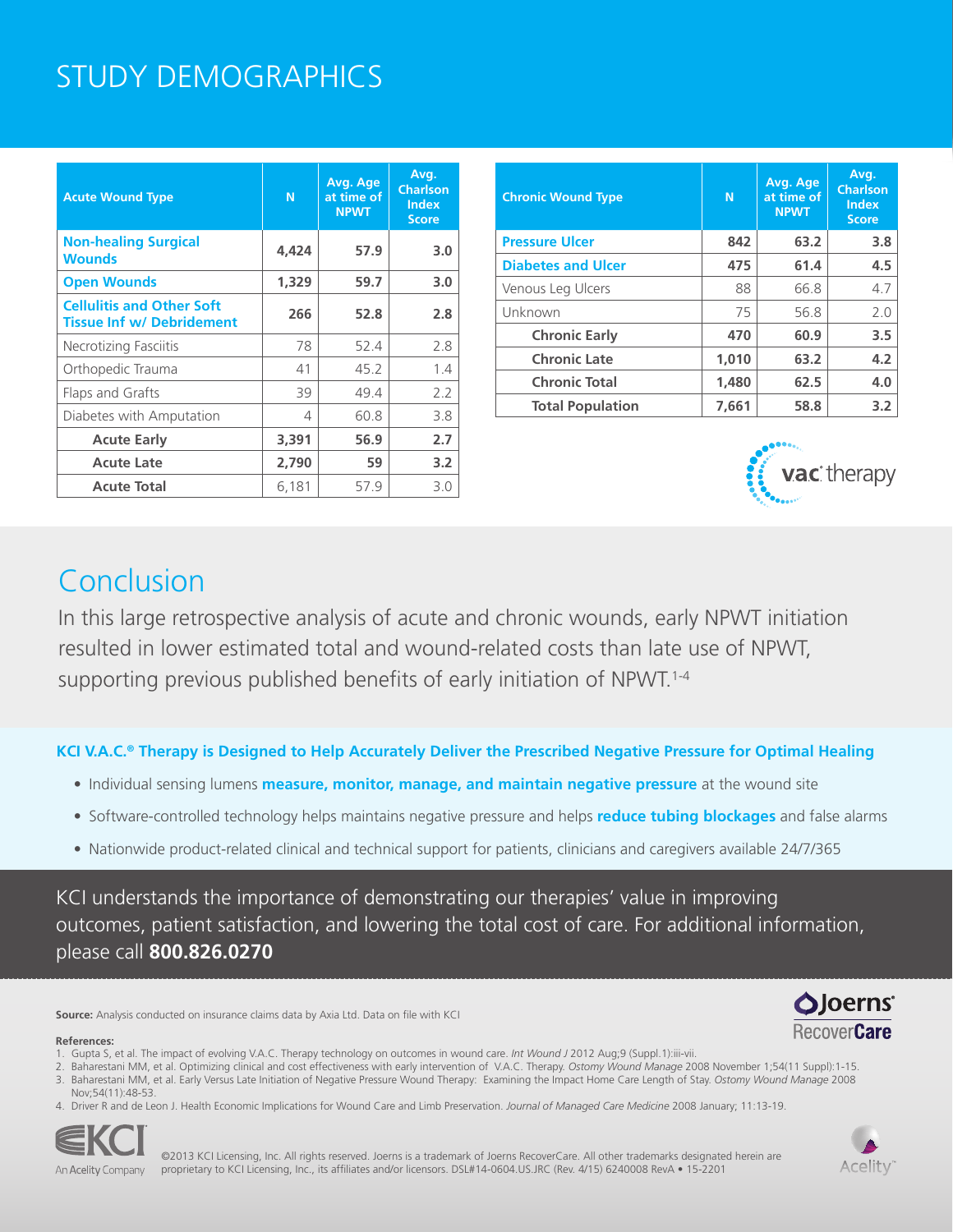# STUDY DEMOGRAPHICS

| Acute Wound Type | N | Avg. Age at time of NPWT | Avg. Charlson Index Score |
|---|---|---|---|
| **Non-healing Surgical Wounds** | **4,424** | **57.9** | **3.0** |
| **Open Wounds** | **1,329** | **59.7** | **3.0** |
| **Cellulitis and Other Soft Tissue Inf w/ Debridement** | **266** | **52.8** | **2.8** |
| Necrotizing Fasciitis | 78 | 52.4 | 2.8 |
| Orthopedic Trauma | 41 | 45.2 | 1.4 |
| Flaps and Grafts | 39 | 49.4 | 2.2 |
| Diabetes with Amputation | 4 | 60.8 | 3.8 |
| **Acute Early** | **3,391** | **56.9** | **2.7** |
| **Acute Late** | **2,790** | **59** | **3.2** |
| **Acute Total** | 6,181 | 57.9 | 3.0 |

| Chronic Wound Type | N | Avg. Age at time of NPWT | Avg. Charlson Index Score |
|---|---|---|---|
| **Pressure Ulcer** | **842** | **63.2** | **3.8** |
| **Diabetes and Ulcer** | **475** | **61.4** | **4.5** |
| Venous Leg Ulcers | 88 | 66.8 | 4.7 |
| Unknown | 75 | 56.8 | 2.0 |
| **Chronic Early** | **470** | **60.9** | **3.5** |
| **Chronic Late** | **1,010** | **63.2** | **4.2** |
| **Chronic Total** | **1,480** | **62.5** | **4.0** |
| **Total Population** | **7,661** | **58.8** | **3.2** |

vac therapy

## Conclusion

In this large retrospective analysis of acute and chronic wounds, early NPWT initiation resulted in lower estimated total and wound-related costs than late use of NPWT, supporting previous published benefits of early initiation of NPWT.[1-4]

**KCI V.A.C.® Therapy is Designed to Help Accurately Deliver the Prescribed Negative Pressure for Optimal Healing**

- Individual sensing lumens **measure, monitor, manage, and maintain negative pressure** at the wound site
- Software-controlled technology helps maintains negative pressure and helps **reduce tubing blockages** and false alarms
- Nationwide product-related clinical and technical support for patients, clinicians and caregivers available 24/7/365

KCI understands the importance of demonstrating our therapies' value in improving outcomes, patient satisfaction, and lowering the total cost of care. For additional information, please call **800.826.0270**

**Source:** Analysis conducted on insurance claims data by Axia Ltd. Data on file with KCI

Joerns RecoverCare

**References:**

1. Gupta S, et al. The impact of evolving V.A.C. Therapy technology on outcomes in wound care. *Int Wound J* 2012 Aug;9 (Suppl.1):iii-vii.
2. Baharestani MM, et al. Optimizing clinical and cost effectiveness with early intervention of V.A.C. Therapy. *Ostomy Wound Manage* 2008 November 1;54(11 Suppl):1-15.
3. Baharestani MM, et al. Early Versus Late Initiation of Negative Pressure Wound Therapy: Examining the Impact Home Care Length of Stay. *Ostomy Wound Manage* 2008 Nov;54(11):48-53.
4. Driver R and de Leon J. Health Economic Implications for Wound Care and Limb Preservation. *Journal of Managed Care Medicine* 2008 January; 11:13-19.

KCI An Acelity Company

©2013 KCI Licensing, Inc. All rights reserved. Joerns is a trademark of Joerns RecoverCare. All other trademarks designated herein are proprietary to KCI Licensing, Inc., its affiliates and/or licensors. DSL#14-0604.US.JRC (Rev. 4/15) 6240008 RevA • 15-2201

Acelity™